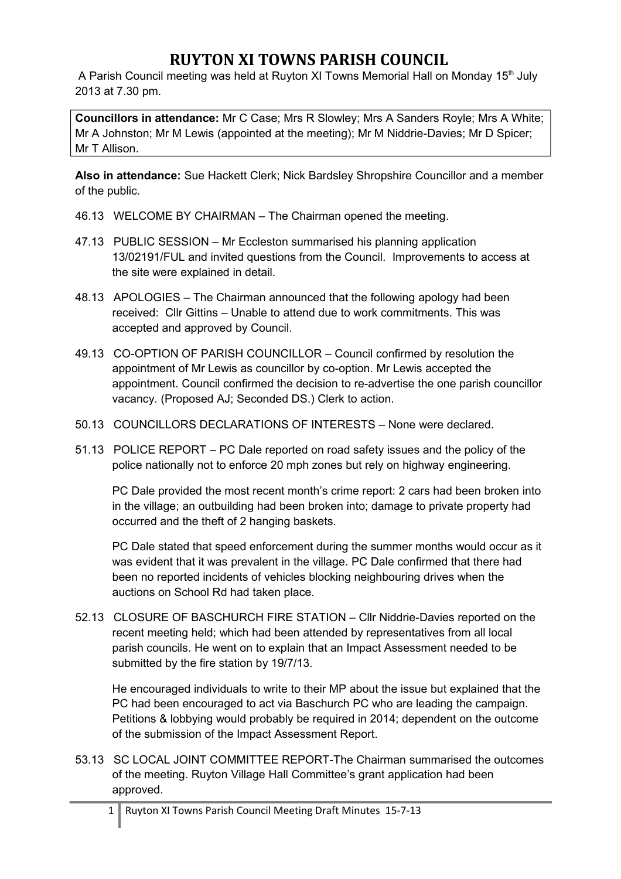# RUYTON XI TOWNS PARISH COUNCIL

A Parish Council meeting was held at Ruyton XI Towns Memorial Hall on Monday 15th July 2013 at 7.30 pm.

**Councillors in attendance:** Mr C Case; Mrs R Slowley; Mrs A Sanders Royle; Mrs A White; Mr A Johnston; Mr M Lewis (appointed at the meeting); Mr M Niddrie-Davies; Mr D Spicer; Mr T Allison.

**Also in attendance:** Sue Hackett Clerk; Nick Bardsley Shropshire Councillor and a member of the public.

46.13 WELCOME BY CHAIRMAN – The Chairman opened the meeting.

47.13 PUBLIC SESSION – Mr Eccleston summarised his planning application 13/02191/FUL and invited questions from the Council. Improvements to access at the site were explained in detail.

48.13 APOLOGIES – The Chairman announced that the following apology had been received: Cllr Gittins – Unable to attend due to work commitments. This was accepted and approved by Council.

49.13 CO-OPTION OF PARISH COUNCILLOR – Council confirmed by resolution the appointment of Mr Lewis as councillor by co-option. Mr Lewis accepted the appointment. Council confirmed the decision to re-advertise the one parish councillor vacancy. (Proposed AJ; Seconded DS.) Clerk to action.

50.13 COUNCILLORS DECLARATIONS OF INTERESTS – None were declared.

51.13 POLICE REPORT – PC Dale reported on road safety issues and the policy of the police nationally not to enforce 20 mph zones but rely on highway engineering.

PC Dale provided the most recent month's crime report: 2 cars had been broken into in the village; an outbuilding had been broken into; damage to private property had occurred and the theft of 2 hanging baskets.

PC Dale stated that speed enforcement during the summer months would occur as it was evident that it was prevalent in the village. PC Dale confirmed that there had been no reported incidents of vehicles blocking neighbouring drives when the auctions on School Rd had taken place.

52.13 CLOSURE OF BASCHURCH FIRE STATION – Cllr Niddrie-Davies reported on the recent meeting held; which had been attended by representatives from all local parish councils. He went on to explain that an Impact Assessment needed to be submitted by the fire station by 19/7/13.

He encouraged individuals to write to their MP about the issue but explained that the PC had been encouraged to act via Baschurch PC who are leading the campaign. Petitions & lobbying would probably be required in 2014; dependent on the outcome of the submission of the Impact Assessment Report.

53.13 SC LOCAL JOINT COMMITTEE REPORT-The Chairman summarised the outcomes of the meeting. Ruyton Village Hall Committee's grant application had been approved.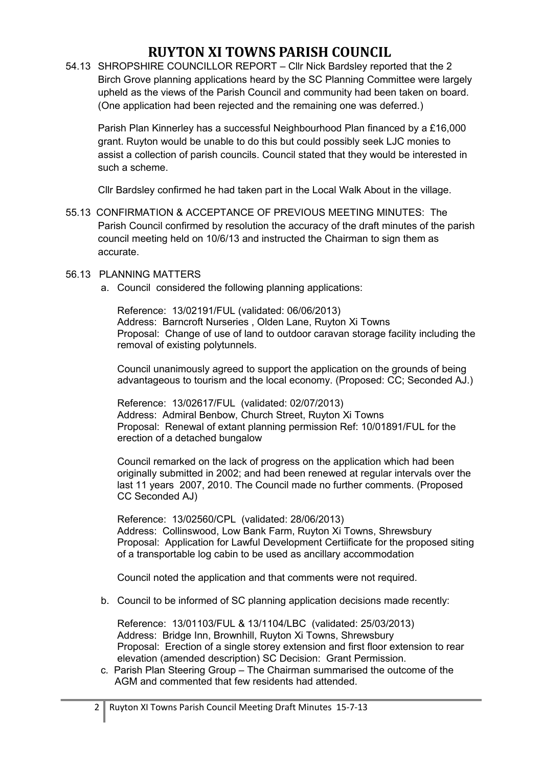# RUYTON XI TOWNS PARISH COUNCIL

54.13 SHROPSHIRE COUNCILLOR REPORT – Cllr Nick Bardsley reported that the 2 Birch Grove planning applications heard by the SC Planning Committee were largely upheld as the views of the Parish Council and community had been taken on board. (One application had been rejected and the remaining one was deferred.)

Parish Plan Kinnerley has a successful Neighbourhood Plan financed by a £16,000 grant. Ruyton would be unable to do this but could possibly seek LJC monies to assist a collection of parish councils. Council stated that they would be interested in such a scheme.

Cllr Bardsley confirmed he had taken part in the Local Walk About in the village.

55.13 CONFIRMATION & ACCEPTANCE OF PREVIOUS MEETING MINUTES: The Parish Council confirmed by resolution the accuracy of the draft minutes of the parish council meeting held on 10/6/13 and instructed the Chairman to sign them as accurate.

56.13 PLANNING MATTERS

a. Council considered the following planning applications:

Reference: 13/02191/FUL (validated: 06/06/2013)
Address: Barncroft Nurseries , Olden Lane, Ruyton Xi Towns
Proposal: Change of use of land to outdoor caravan storage facility including the removal of existing polytunnels.

Council unanimously agreed to support the application on the grounds of being advantageous to tourism and the local economy. (Proposed: CC; Seconded AJ.)

Reference: 13/02617/FUL (validated: 02/07/2013)
Address: Admiral Benbow, Church Street, Ruyton Xi Towns
Proposal: Renewal of extant planning permission Ref: 10/01891/FUL for the erection of a detached bungalow

Council remarked on the lack of progress on the application which had been originally submitted in 2002; and had been renewed at regular intervals over the last 11 years 2007, 2010. The Council made no further comments. (Proposed CC Seconded AJ)

Reference: 13/02560/CPL (validated: 28/06/2013)
Address: Collinswood, Low Bank Farm, Ruyton Xi Towns, Shrewsbury
Proposal: Application for Lawful Development Certiificate for the proposed siting of a transportable log cabin to be used as ancillary accommodation

Council noted the application and that comments were not required.

b. Council to be informed of SC planning application decisions made recently:

Reference: 13/01103/FUL & 13/1104/LBC (validated: 25/03/2013)
Address: Bridge Inn, Brownhill, Ruyton Xi Towns, Shrewsbury
Proposal: Erection of a single storey extension and first floor extension to rear elevation (amended description) SC Decision: Grant Permission.

c. Parish Plan Steering Group – The Chairman summarised the outcome of the AGM and commented that few residents had attended.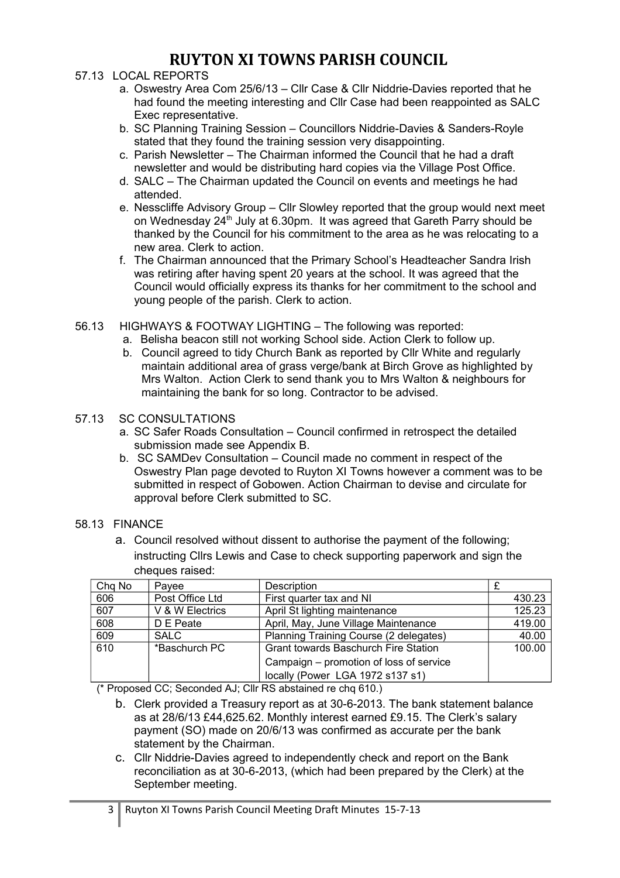# RUYTON XI TOWNS PARISH COUNCIL

57.13 LOCAL REPORTS

a. Oswestry Area Com 25/6/13 – Cllr Case & Cllr Niddrie-Davies reported that he had found the meeting interesting and Cllr Case had been reappointed as SALC Exec representative.

b. SC Planning Training Session – Councillors Niddrie-Davies & Sanders-Royle stated that they found the training session very disappointing.

c. Parish Newsletter – The Chairman informed the Council that he had a draft newsletter and would be distributing hard copies via the Village Post Office.

d. SALC – The Chairman updated the Council on events and meetings he had attended.

e. Nesscliffe Advisory Group – Cllr Slowley reported that the group would next meet on Wednesday 24th July at 6.30pm. It was agreed that Gareth Parry should be thanked by the Council for his commitment to the area as he was relocating to a new area. Clerk to action.

f. The Chairman announced that the Primary School's Headteacher Sandra Irish was retiring after having spent 20 years at the school. It was agreed that the Council would officially express its thanks for her commitment to the school and young people of the parish. Clerk to action.

56.13 HIGHWAYS & FOOTWAY LIGHTING – The following was reported:

a. Belisha beacon still not working School side. Action Clerk to follow up.

b. Council agreed to tidy Church Bank as reported by Cllr White and regularly maintain additional area of grass verge/bank at Birch Grove as highlighted by Mrs Walton. Action Clerk to send thank you to Mrs Walton & neighbours for maintaining the bank for so long. Contractor to be advised.

57.13 SC CONSULTATIONS

a. SC Safer Roads Consultation – Council confirmed in retrospect the detailed submission made see Appendix B.

b. SC SAMDev Consultation – Council made no comment in respect of the Oswestry Plan page devoted to Ruyton XI Towns however a comment was to be submitted in respect of Gobowen. Action Chairman to devise and circulate for approval before Clerk submitted to SC.

58.13 FINANCE

a. Council resolved without dissent to authorise the payment of the following; instructing Cllrs Lewis and Case to check supporting paperwork and sign the cheques raised:

| Chq No | Payee | Description | £ |
|---|---|---|---|
| 606 | Post Office Ltd | First quarter tax and NI | 430.23 |
| 607 | V & W Electrics | April St lighting maintenance | 125.23 |
| 608 | D E Peate | April, May, June Village Maintenance | 419.00 |
| 609 | SALC | Planning Training Course (2 delegates) | 40.00 |
| 610 | *Baschurch PC | Grant towards Baschurch Fire Station Campaign – promotion of loss of service locally (Power LGA 1972 s137 s1) | 100.00 |

(* Proposed CC; Seconded AJ; Cllr RS abstained re chq 610.)

b. Clerk provided a Treasury report as at 30-6-2013. The bank statement balance as at 28/6/13 £44,625.62. Monthly interest earned £9.15. The Clerk's salary payment (SO) made on 20/6/13 was confirmed as accurate per the bank statement by the Chairman.

c. Cllr Niddrie-Davies agreed to independently check and report on the Bank reconciliation as at 30-6-2013, (which had been prepared by the Clerk) at the September meeting.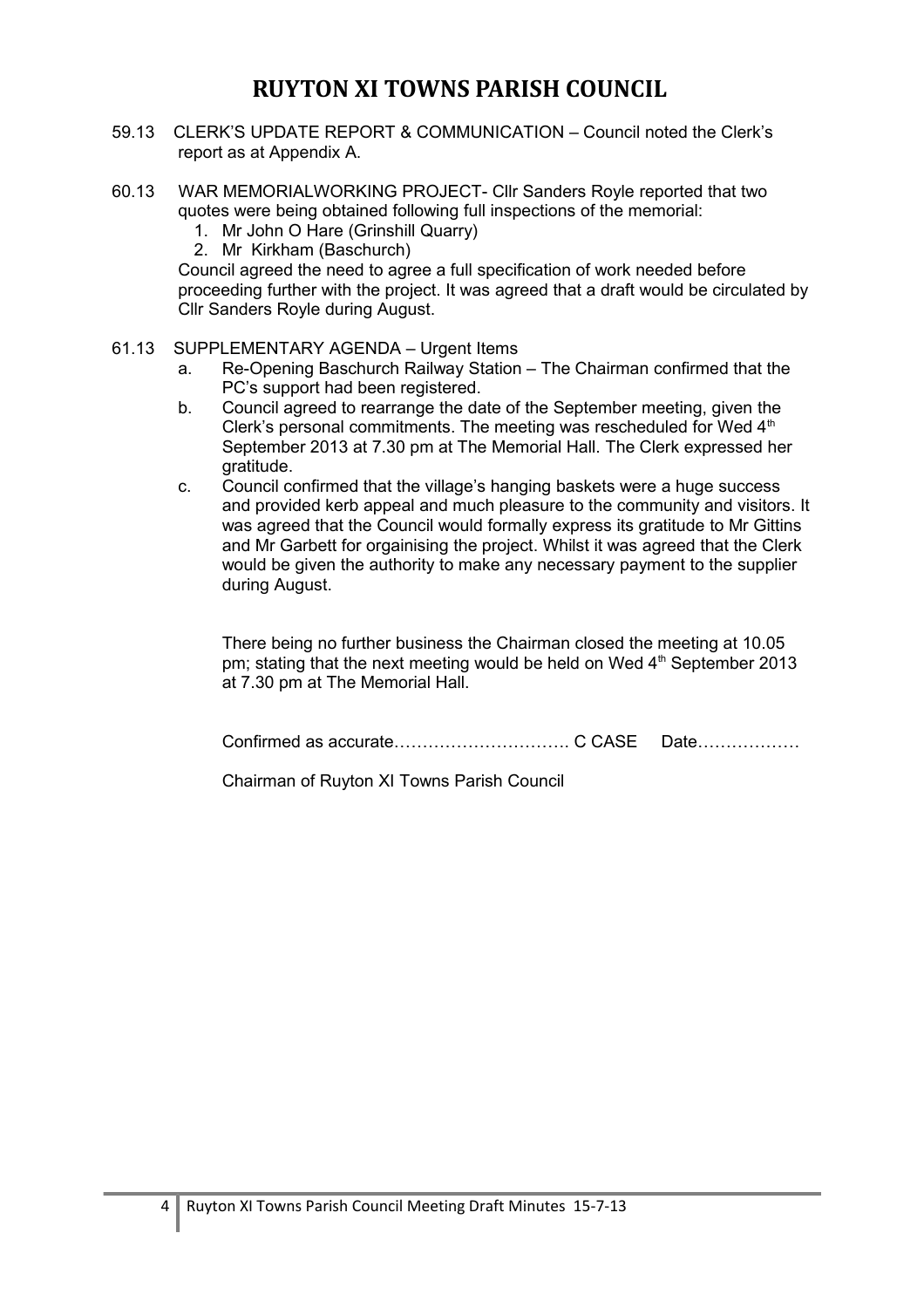# RUYTON XI TOWNS PARISH COUNCIL

59.13 CLERK'S UPDATE REPORT & COMMUNICATION – Council noted the Clerk's report as at Appendix A.

60.13 WAR MEMORIALWORKING PROJECT- Cllr Sanders Royle reported that two quotes were being obtained following full inspections of the memorial:

1. Mr John O Hare (Grinshill Quarry)
2. Mr Kirkham (Baschurch)

Council agreed the need to agree a full specification of work needed before proceeding further with the project. It was agreed that a draft would be circulated by Cllr Sanders Royle during August.

61.13 SUPPLEMENTARY AGENDA – Urgent Items

a. Re-Opening Baschurch Railway Station – The Chairman confirmed that the PC's support had been registered.

b. Council agreed to rearrange the date of the September meeting, given the Clerk's personal commitments. The meeting was rescheduled for Wed 4th September 2013 at 7.30 pm at The Memorial Hall. The Clerk expressed her gratitude.

c. Council confirmed that the village's hanging baskets were a huge success and provided kerb appeal and much pleasure to the community and visitors. It was agreed that the Council would formally express its gratitude to Mr Gittins and Mr Garbett for orgainising the project. Whilst it was agreed that the Clerk would be given the authority to make any necessary payment to the supplier during August.

There being no further business the Chairman closed the meeting at 10.05 pm; stating that the next meeting would be held on Wed 4th September 2013 at 7.30 pm at The Memorial Hall.

Confirmed as accurate…………………………. C CASE Date………………

Chairman of Ruyton XI Towns Parish Council